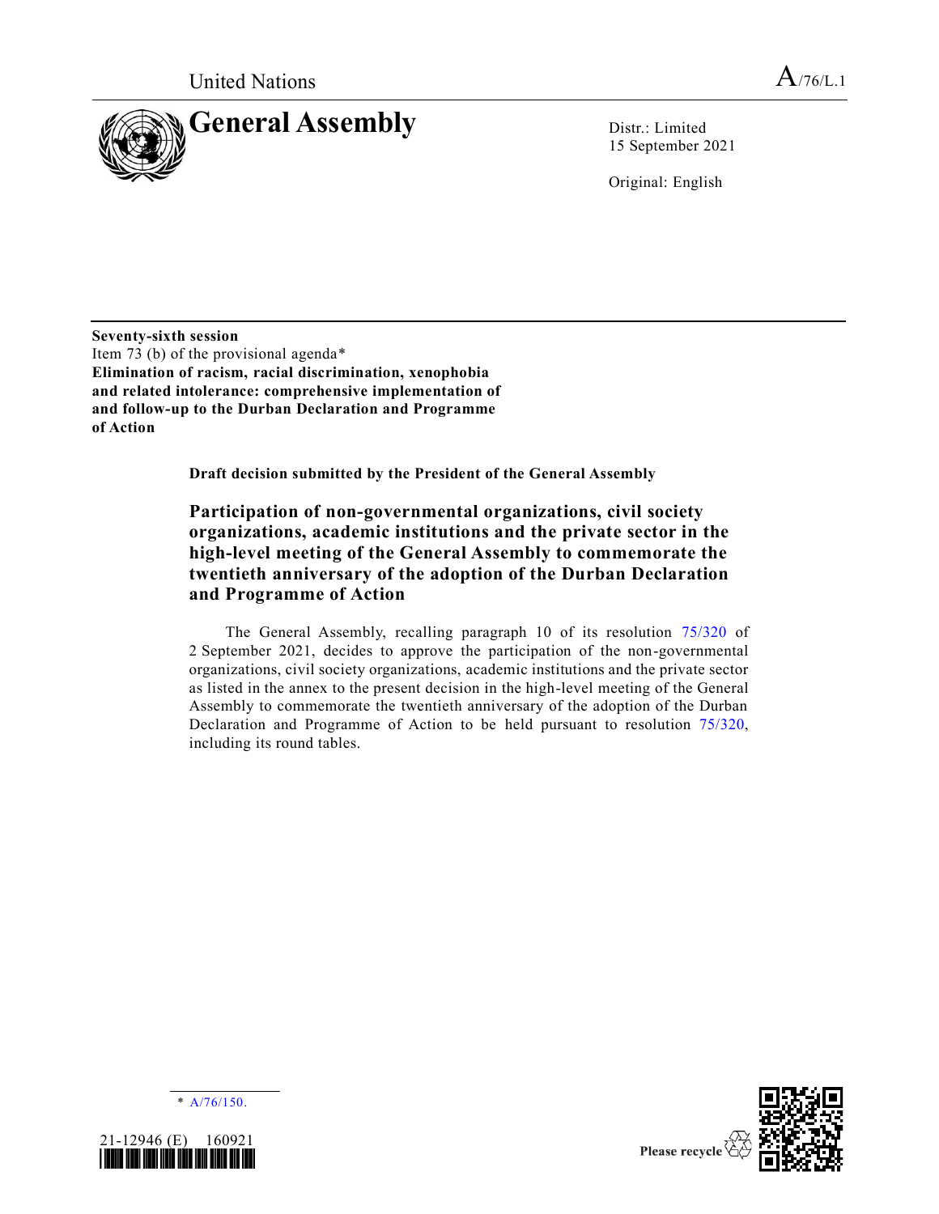United Nations

A/76/L.1

# General Assembly

Distr.: Limited
15 September 2021

Original: English

**Seventy-sixth session**
Item 73 (b) of the provisional agenda*
**Elimination of racism, racial discrimination, xenophobia and related intolerance: comprehensive implementation of and follow-up to the Durban Declaration and Programme of Action**

**Draft decision submitted by the President of the General Assembly**

## Participation of non-governmental organizations, civil society organizations, academic institutions and the private sector in the high-level meeting of the General Assembly to commemorate the twentieth anniversary of the adoption of the Durban Declaration and Programme of Action

The General Assembly, recalling paragraph 10 of its resolution 75/320 of 2 September 2021, decides to approve the participation of the non-governmental organizations, civil society organizations, academic institutions and the private sector as listed in the annex to the present decision in the high-level meeting of the General Assembly to commemorate the twentieth anniversary of the adoption of the Durban Declaration and Programme of Action to be held pursuant to resolution 75/320, including its round tables.

---

\* A/76/150.

21-12946 (E) 160921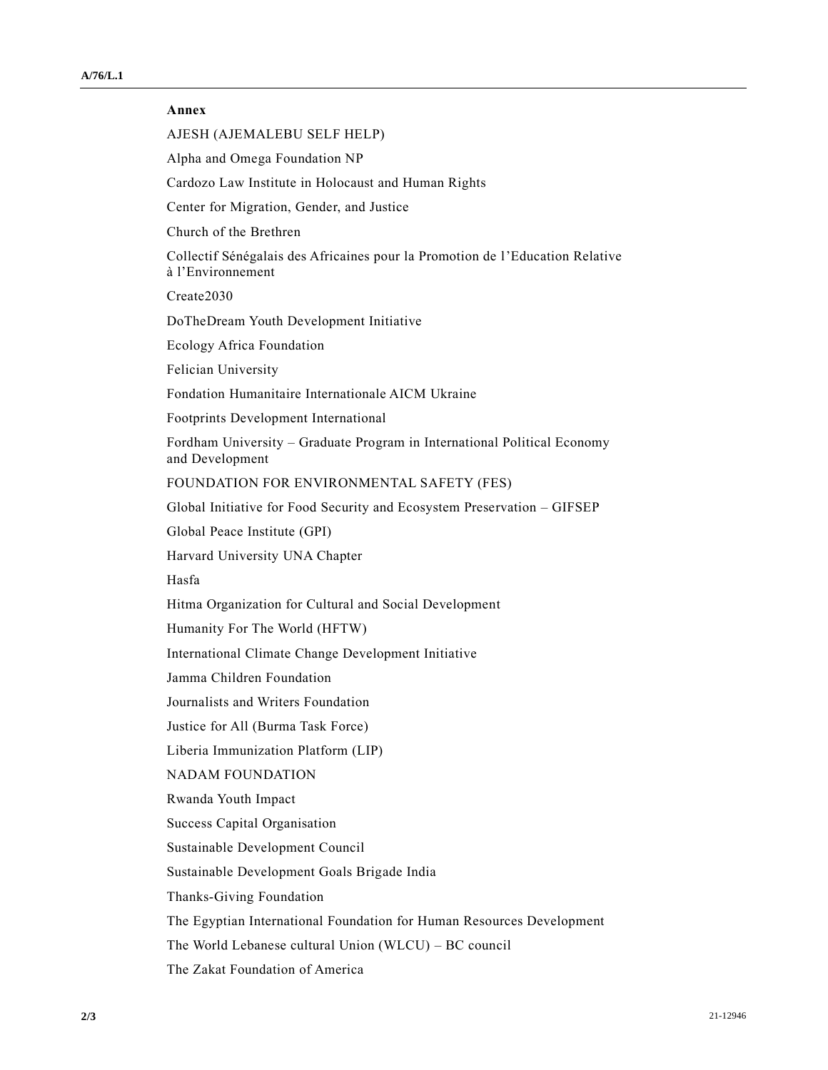**Annex**

AJESH (AJEMALEBU SELF HELP)

Alpha and Omega Foundation NP

Cardozo Law Institute in Holocaust and Human Rights

Center for Migration, Gender, and Justice

Church of the Brethren

Collectif Sénégalais des Africaines pour la Promotion de l'Education Relative à l'Environnement

Create2030

DoTheDream Youth Development Initiative

Ecology Africa Foundation

Felician University

Fondation Humanitaire Internationale AICM Ukraine

Footprints Development International

Fordham University – Graduate Program in International Political Economy and Development

FOUNDATION FOR ENVIRONMENTAL SAFETY (FES)

Global Initiative for Food Security and Ecosystem Preservation – GIFSEP

Global Peace Institute (GPI)

Harvard University UNA Chapter

Hasfa

Hitma Organization for Cultural and Social Development

Humanity For The World (HFTW)

International Climate Change Development Initiative

Jamma Children Foundation

Journalists and Writers Foundation

Justice for All (Burma Task Force)

Liberia Immunization Platform (LIP)

NADAM FOUNDATION

Rwanda Youth Impact

Success Capital Organisation

Sustainable Development Council

Sustainable Development Goals Brigade India

Thanks-Giving Foundation

The Egyptian International Foundation for Human Resources Development

The World Lebanese cultural Union (WLCU) – BC council

The Zakat Foundation of America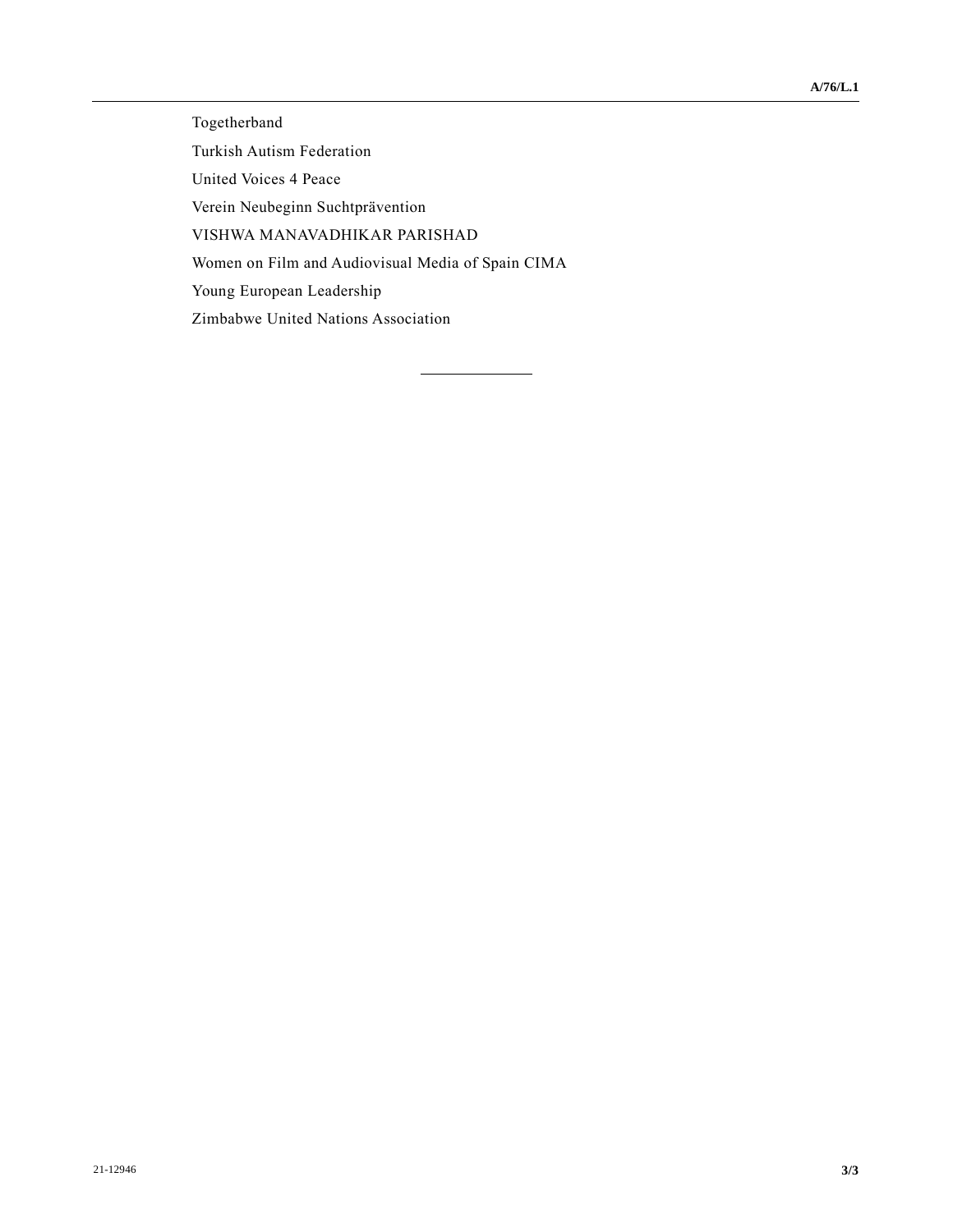Togetherband

Turkish Autism Federation

United Voices 4 Peace

Verein Neubeginn Suchtprävention

VISHWA MANAVADHIKAR PARISHAD

Women on Film and Audiovisual Media of Spain CIMA

Young European Leadership

Zimbabwe United Nations Association